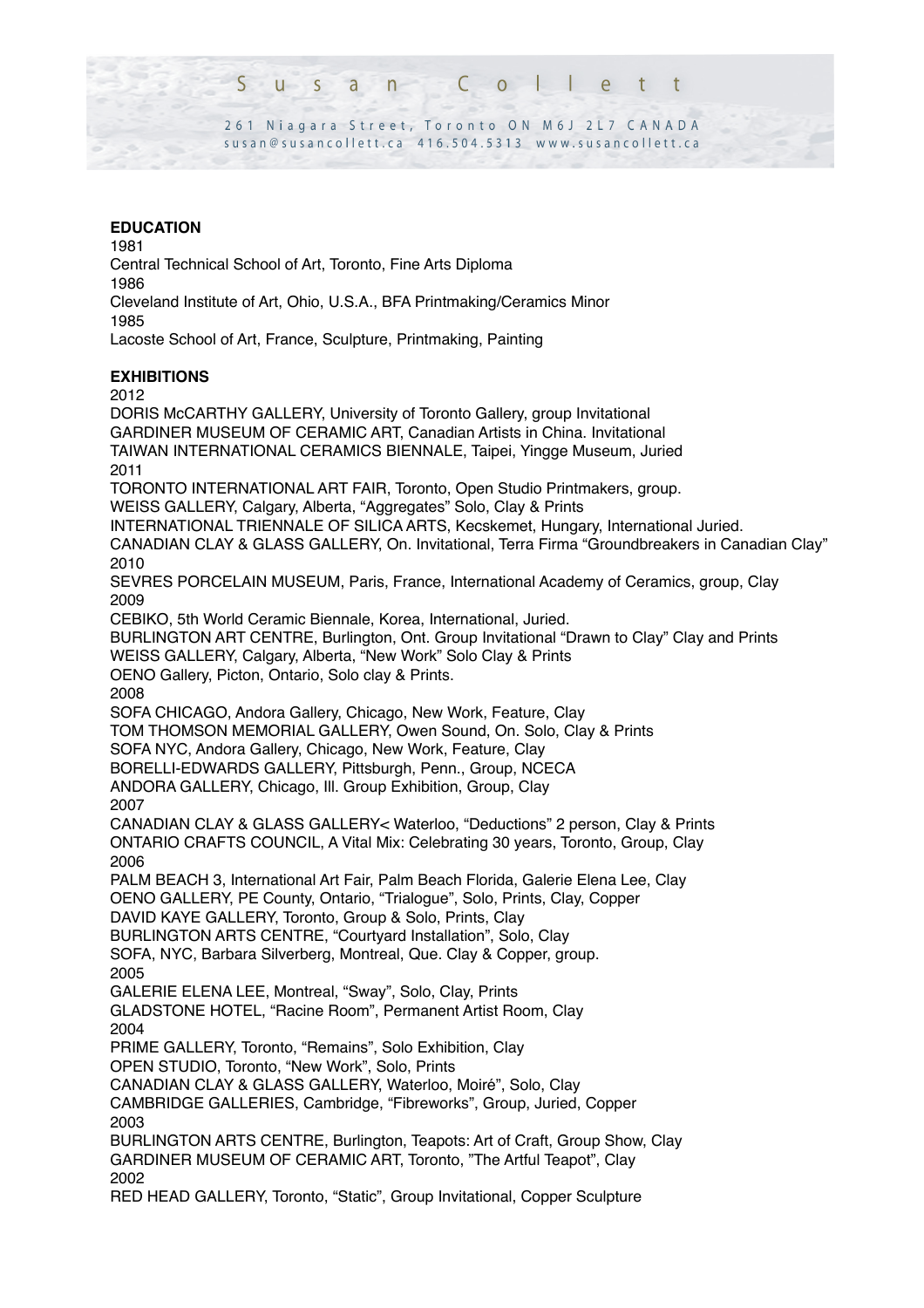# Susan Collett

261 Niagara Street, Toronto ON M6J 2L7 CANADA
susan@susancollett.ca 416.504.5313 www.susancollett.ca

**EDUCATION**

1981
Central Technical School of Art, Toronto, Fine Arts Diploma
1986
Cleveland Institute of Art, Ohio, U.S.A., BFA Printmaking/Ceramics Minor
1985
Lacoste School of Art, France, Sculpture, Printmaking, Painting

**EXHIBITIONS**

2012
DORIS McCARTHY GALLERY, University of Toronto Gallery, group Invitational
GARDINER MUSEUM OF CERAMIC ART, Canadian Artists in China. Invitational
TAIWAN INTERNATIONAL CERAMICS BIENNALE, Taipei, Yingge Museum, Juried
2011
TORONTO INTERNATIONAL ART FAIR, Toronto, Open Studio Printmakers, group.
WEISS GALLERY, Calgary, Alberta, "Aggregates" Solo, Clay & Prints
INTERNATIONAL TRIENNALE OF SILICA ARTS, Kecskemet, Hungary, International Juried.
CANADIAN CLAY & GLASS GALLERY, On. Invitational, Terra Firma "Groundbreakers in Canadian Clay"
2010
SEVRES PORCELAIN MUSEUM, Paris, France, International Academy of Ceramics, group, Clay
2009
CEBIKO, 5th World Ceramic Biennale, Korea, International, Juried.
BURLINGTON ART CENTRE, Burlington, Ont. Group Invitational "Drawn to Clay" Clay and Prints
WEISS GALLERY, Calgary, Alberta, "New Work" Solo Clay & Prints
OENO Gallery, Picton, Ontario, Solo clay & Prints.
2008
SOFA CHICAGO, Andora Gallery, Chicago, New Work, Feature, Clay
TOM THOMSON MEMORIAL GALLERY, Owen Sound, On. Solo, Clay & Prints
SOFA NYC, Andora Gallery, Chicago, New Work, Feature, Clay
BORELLI-EDWARDS GALLERY, Pittsburgh, Penn., Group, NCECA
ANDORA GALLERY, Chicago, Ill. Group Exhibition, Group, Clay
2007
CANADIAN CLAY & GLASS GALLERY< Waterloo, "Deductions" 2 person, Clay & Prints
ONTARIO CRAFTS COUNCIL, A Vital Mix: Celebrating 30 years, Toronto, Group, Clay
2006
PALM BEACH 3, International Art Fair, Palm Beach Florida, Galerie Elena Lee, Clay
OENO GALLERY, PE County, Ontario, "Trialogue", Solo, Prints, Clay, Copper
DAVID KAYE GALLERY, Toronto, Group & Solo, Prints, Clay
BURLINGTON ARTS CENTRE, "Courtyard Installation", Solo, Clay
SOFA, NYC, Barbara Silverberg, Montreal, Que. Clay & Copper, group.
2005
GALERIE ELENA LEE, Montreal, "Sway", Solo, Clay, Prints
GLADSTONE HOTEL, "Racine Room", Permanent Artist Room, Clay
2004
PRIME GALLERY, Toronto, "Remains", Solo Exhibition, Clay
OPEN STUDIO, Toronto, "New Work", Solo, Prints
CANADIAN CLAY & GLASS GALLERY, Waterloo, Moiré", Solo, Clay
CAMBRIDGE GALLERIES, Cambridge, "Fibreworks", Group, Juried, Copper
2003
BURLINGTON ARTS CENTRE, Burlington, Teapots: Art of Craft, Group Show, Clay
GARDINER MUSEUM OF CERAMIC ART, Toronto, "The Artful Teapot", Clay
2002
RED HEAD GALLERY, Toronto, "Static", Group Invitational, Copper Sculpture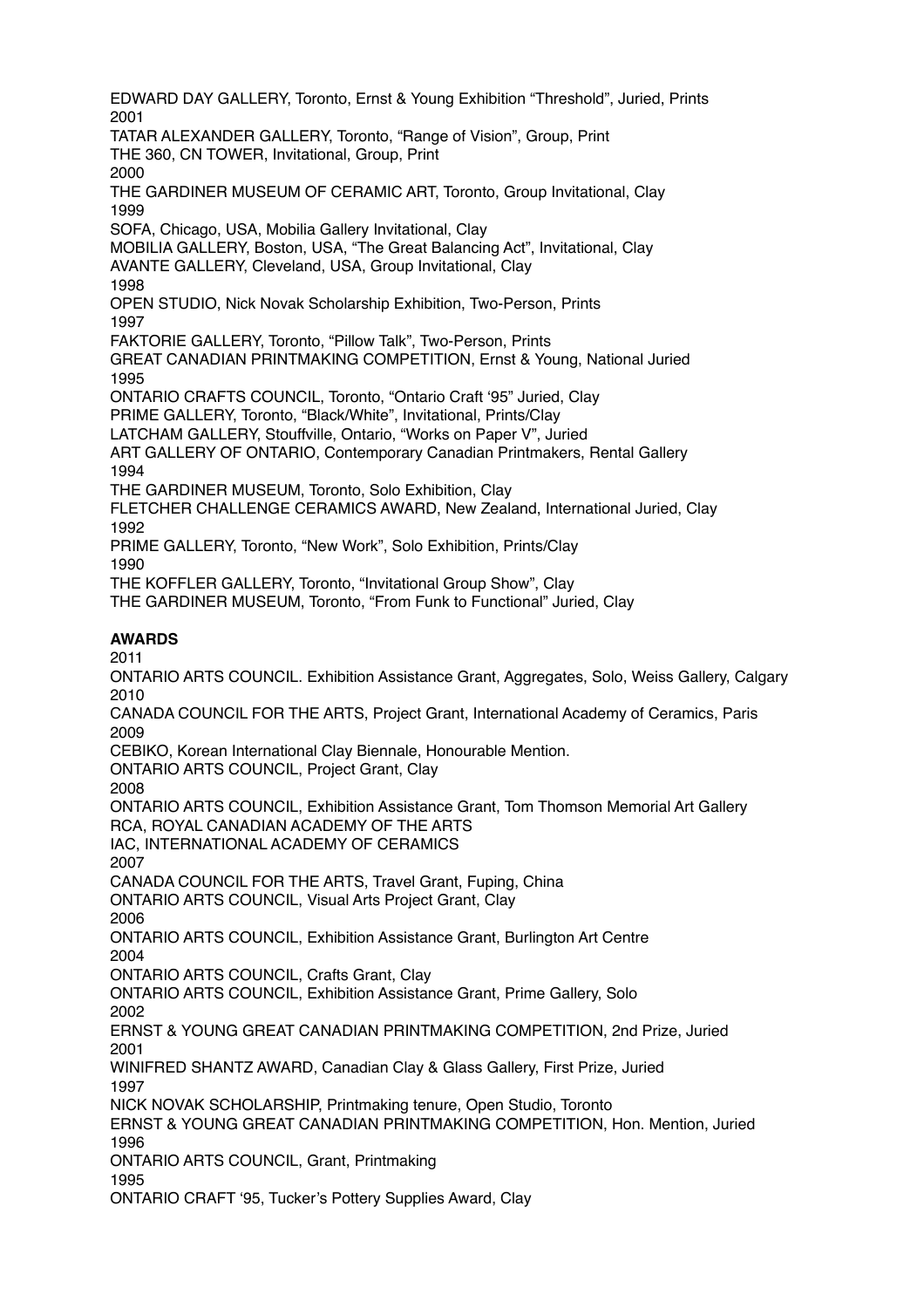EDWARD DAY GALLERY, Toronto, Ernst & Young Exhibition "Threshold", Juried, Prints
2001
TATAR ALEXANDER GALLERY, Toronto, "Range of Vision", Group, Print
THE 360, CN TOWER, Invitational, Group, Print
2000
THE GARDINER MUSEUM OF CERAMIC ART, Toronto, Group Invitational, Clay
1999
SOFA, Chicago, USA, Mobilia Gallery Invitational, Clay
MOBILIA GALLERY, Boston, USA, "The Great Balancing Act", Invitational, Clay
AVANTE GALLERY, Cleveland, USA, Group Invitational, Clay
1998
OPEN STUDIO, Nick Novak Scholarship Exhibition, Two-Person, Prints
1997
FAKTORIE GALLERY, Toronto, "Pillow Talk", Two-Person, Prints
GREAT CANADIAN PRINTMAKING COMPETITION, Ernst & Young, National Juried
1995
ONTARIO CRAFTS COUNCIL, Toronto, "Ontario Craft '95" Juried, Clay
PRIME GALLERY, Toronto, "Black/White", Invitational, Prints/Clay
LATCHAM GALLERY, Stouffville, Ontario, "Works on Paper V", Juried
ART GALLERY OF ONTARIO, Contemporary Canadian Printmakers, Rental Gallery
1994
THE GARDINER MUSEUM, Toronto, Solo Exhibition, Clay
FLETCHER CHALLENGE CERAMICS AWARD, New Zealand, International Juried, Clay
1992
PRIME GALLERY, Toronto, "New Work", Solo Exhibition, Prints/Clay
1990
THE KOFFLER GALLERY, Toronto, "Invitational Group Show", Clay
THE GARDINER MUSEUM, Toronto, "From Funk to Functional" Juried, Clay

**AWARDS**

2011
ONTARIO ARTS COUNCIL. Exhibition Assistance Grant, Aggregates, Solo, Weiss Gallery, Calgary
2010
CANADA COUNCIL FOR THE ARTS, Project Grant, International Academy of Ceramics, Paris
2009
CEBIKO, Korean International Clay Biennale, Honourable Mention.
ONTARIO ARTS COUNCIL, Project Grant, Clay
2008
ONTARIO ARTS COUNCIL, Exhibition Assistance Grant, Tom Thomson Memorial Art Gallery
RCA, ROYAL CANADIAN ACADEMY OF THE ARTS
IAC, INTERNATIONAL ACADEMY OF CERAMICS
2007
CANADA COUNCIL FOR THE ARTS, Travel Grant, Fuping, China
ONTARIO ARTS COUNCIL, Visual Arts Project Grant, Clay
2006
ONTARIO ARTS COUNCIL, Exhibition Assistance Grant, Burlington Art Centre
2004
ONTARIO ARTS COUNCIL, Crafts Grant, Clay
ONTARIO ARTS COUNCIL, Exhibition Assistance Grant, Prime Gallery, Solo
2002
ERNST & YOUNG GREAT CANADIAN PRINTMAKING COMPETITION, 2nd Prize, Juried
2001
WINIFRED SHANTZ AWARD, Canadian Clay & Glass Gallery, First Prize, Juried
1997
NICK NOVAK SCHOLARSHIP, Printmaking tenure, Open Studio, Toronto
ERNST & YOUNG GREAT CANADIAN PRINTMAKING COMPETITION, Hon. Mention, Juried
1996
ONTARIO ARTS COUNCIL, Grant, Printmaking
1995
ONTARIO CRAFT '95, Tucker's Pottery Supplies Award, Clay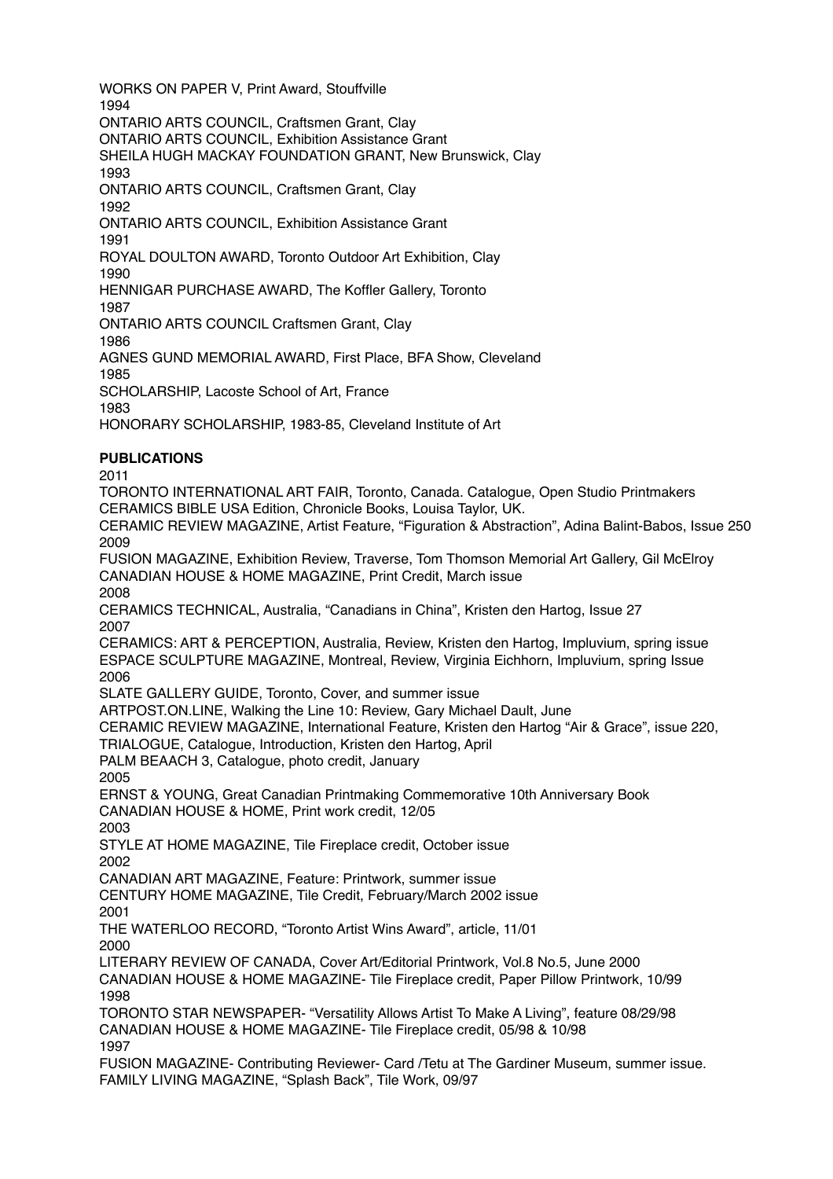WORKS ON PAPER V, Print Award, Stouffville
1994
ONTARIO ARTS COUNCIL, Craftsmen Grant, Clay
ONTARIO ARTS COUNCIL, Exhibition Assistance Grant
SHEILA HUGH MACKAY FOUNDATION GRANT, New Brunswick, Clay
1993
ONTARIO ARTS COUNCIL, Craftsmen Grant, Clay
1992
ONTARIO ARTS COUNCIL, Exhibition Assistance Grant
1991
ROYAL DOULTON AWARD, Toronto Outdoor Art Exhibition, Clay
1990
HENNIGAR PURCHASE AWARD, The Koffler Gallery, Toronto
1987
ONTARIO ARTS COUNCIL Craftsmen Grant, Clay
1986
AGNES GUND MEMORIAL AWARD, First Place, BFA Show, Cleveland
1985
SCHOLARSHIP, Lacoste School of Art, France
1983
HONORARY SCHOLARSHIP, 1983-85, Cleveland Institute of Art

**PUBLICATIONS**

2011
TORONTO INTERNATIONAL ART FAIR, Toronto, Canada. Catalogue, Open Studio Printmakers
CERAMICS BIBLE USA Edition, Chronicle Books, Louisa Taylor, UK.
CERAMIC REVIEW MAGAZINE, Artist Feature, "Figuration & Abstraction", Adina Balint-Babos, Issue 250
2009
FUSION MAGAZINE, Exhibition Review, Traverse, Tom Thomson Memorial Art Gallery, Gil McElroy
CANADIAN HOUSE & HOME MAGAZINE, Print Credit, March issue
2008
CERAMICS TECHNICAL, Australia, "Canadians in China", Kristen den Hartog, Issue 27
2007
CERAMICS: ART & PERCEPTION, Australia, Review, Kristen den Hartog, Impluvium, spring issue
ESPACE SCULPTURE MAGAZINE, Montreal, Review, Virginia Eichhorn, Impluvium, spring Issue
2006
SLATE GALLERY GUIDE, Toronto, Cover, and summer issue
ARTPOST.ON.LINE, Walking the Line 10: Review, Gary Michael Dault, June
CERAMIC REVIEW MAGAZINE, International Feature, Kristen den Hartog "Air & Grace", issue 220,
TRIALOGUE, Catalogue, Introduction, Kristen den Hartog, April
PALM BEAACH 3, Catalogue, photo credit, January
2005
ERNST & YOUNG, Great Canadian Printmaking Commemorative 10th Anniversary Book
CANADIAN HOUSE & HOME, Print work credit, 12/05
2003
STYLE AT HOME MAGAZINE, Tile Fireplace credit, October issue
2002
CANADIAN ART MAGAZINE, Feature: Printwork, summer issue
CENTURY HOME MAGAZINE, Tile Credit, February/March 2002 issue
2001
THE WATERLOO RECORD, "Toronto Artist Wins Award", article, 11/01
2000
LITERARY REVIEW OF CANADA, Cover Art/Editorial Printwork, Vol.8 No.5, June 2000
CANADIAN HOUSE & HOME MAGAZINE- Tile Fireplace credit, Paper Pillow Printwork, 10/99
1998
TORONTO STAR NEWSPAPER- "Versatility Allows Artist To Make A Living", feature 08/29/98
CANADIAN HOUSE & HOME MAGAZINE- Tile Fireplace credit, 05/98 & 10/98
1997
FUSION MAGAZINE- Contributing Reviewer- Card /Tetu at The Gardiner Museum, summer issue.
FAMILY LIVING MAGAZINE, "Splash Back", Tile Work, 09/97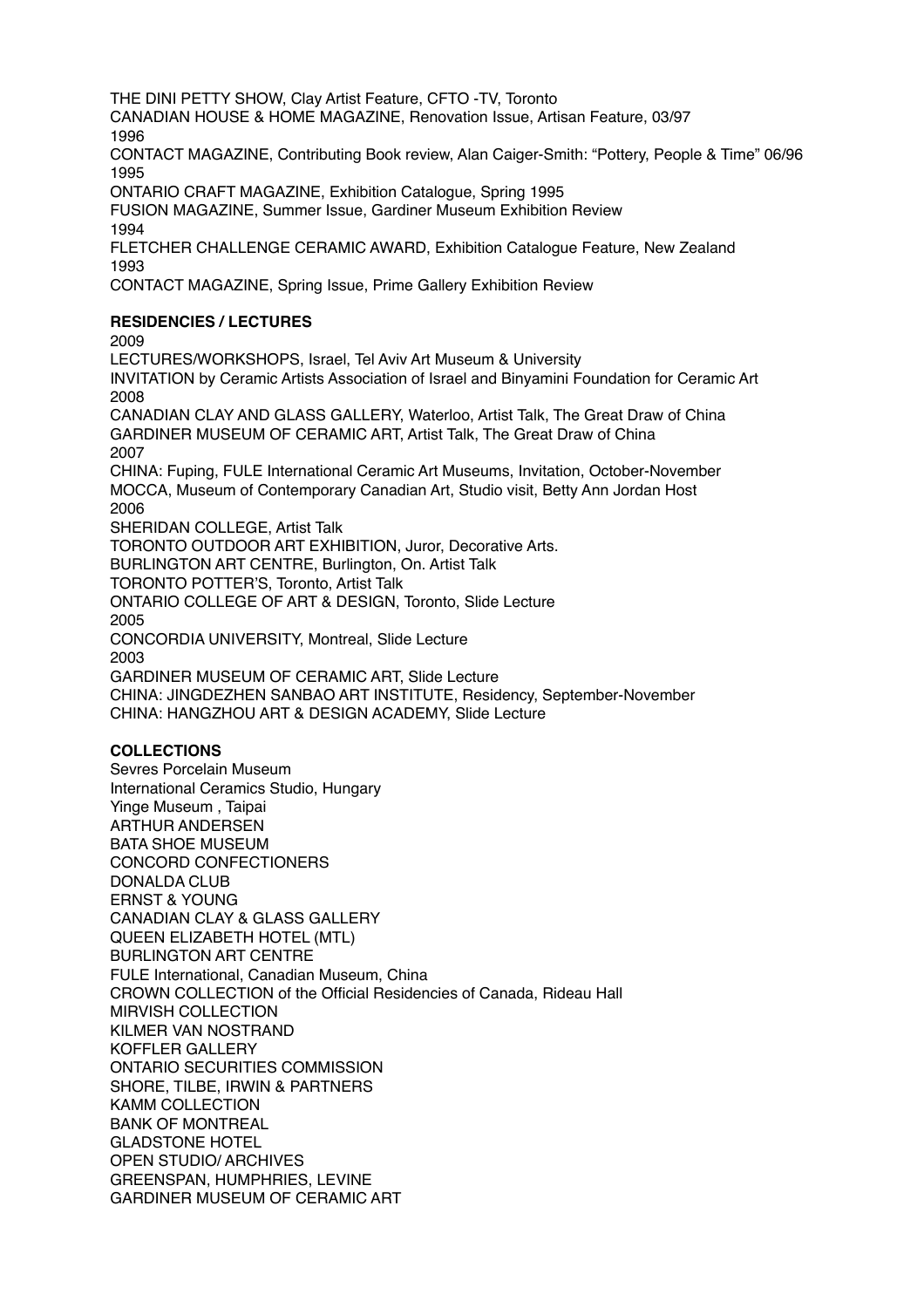THE DINI PETTY SHOW, Clay Artist Feature, CFTO -TV, Toronto
CANADIAN HOUSE & HOME MAGAZINE, Renovation Issue, Artisan Feature, 03/97
1996
CONTACT MAGAZINE, Contributing Book review, Alan Caiger-Smith: "Pottery, People & Time" 06/96
1995
ONTARIO CRAFT MAGAZINE, Exhibition Catalogue, Spring 1995
FUSION MAGAZINE, Summer Issue, Gardiner Museum Exhibition Review
1994
FLETCHER CHALLENGE CERAMIC AWARD, Exhibition Catalogue Feature, New Zealand
1993
CONTACT MAGAZINE, Spring Issue, Prime Gallery Exhibition Review

**RESIDENCIES / LECTURES**

2009
LECTURES/WORKSHOPS, Israel, Tel Aviv Art Museum & University
INVITATION by Ceramic Artists Association of Israel and Binyamini Foundation for Ceramic Art
2008
CANADIAN CLAY AND GLASS GALLERY, Waterloo, Artist Talk, The Great Draw of China
GARDINER MUSEUM OF CERAMIC ART, Artist Talk, The Great Draw of China
2007
CHINA: Fuping, FULE International Ceramic Art Museums, Invitation, October-November
MOCCA, Museum of Contemporary Canadian Art, Studio visit, Betty Ann Jordan Host
2006
SHERIDAN COLLEGE, Artist Talk
TORONTO OUTDOOR ART EXHIBITION, Juror, Decorative Arts.
BURLINGTON ART CENTRE, Burlington, On. Artist Talk
TORONTO POTTER'S, Toronto, Artist Talk
ONTARIO COLLEGE OF ART & DESIGN, Toronto, Slide Lecture
2005
CONCORDIA UNIVERSITY, Montreal, Slide Lecture
2003
GARDINER MUSEUM OF CERAMIC ART, Slide Lecture
CHINA: JINGDEZHEN SANBAO ART INSTITUTE, Residency, September-November
CHINA: HANGZHOU ART & DESIGN ACADEMY, Slide Lecture

**COLLECTIONS**

Sevres Porcelain Museum
International Ceramics Studio, Hungary
Yinge Museum , Taipai
ARTHUR ANDERSEN
BATA SHOE MUSEUM
CONCORD CONFECTIONERS
DONALDA CLUB
ERNST & YOUNG
CANADIAN CLAY & GLASS GALLERY
QUEEN ELIZABETH HOTEL (MTL)
BURLINGTON ART CENTRE
FULE International, Canadian Museum, China
CROWN COLLECTION of the Official Residencies of Canada, Rideau Hall
MIRVISH COLLECTION
KILMER VAN NOSTRAND
KOFFLER GALLERY
ONTARIO SECURITIES COMMISSION
SHORE, TILBE, IRWIN & PARTNERS
KAMM COLLECTION
BANK OF MONTREAL
GLADSTONE HOTEL
OPEN STUDIO/ ARCHIVES
GREENSPAN, HUMPHRIES, LEVINE
GARDINER MUSEUM OF CERAMIC ART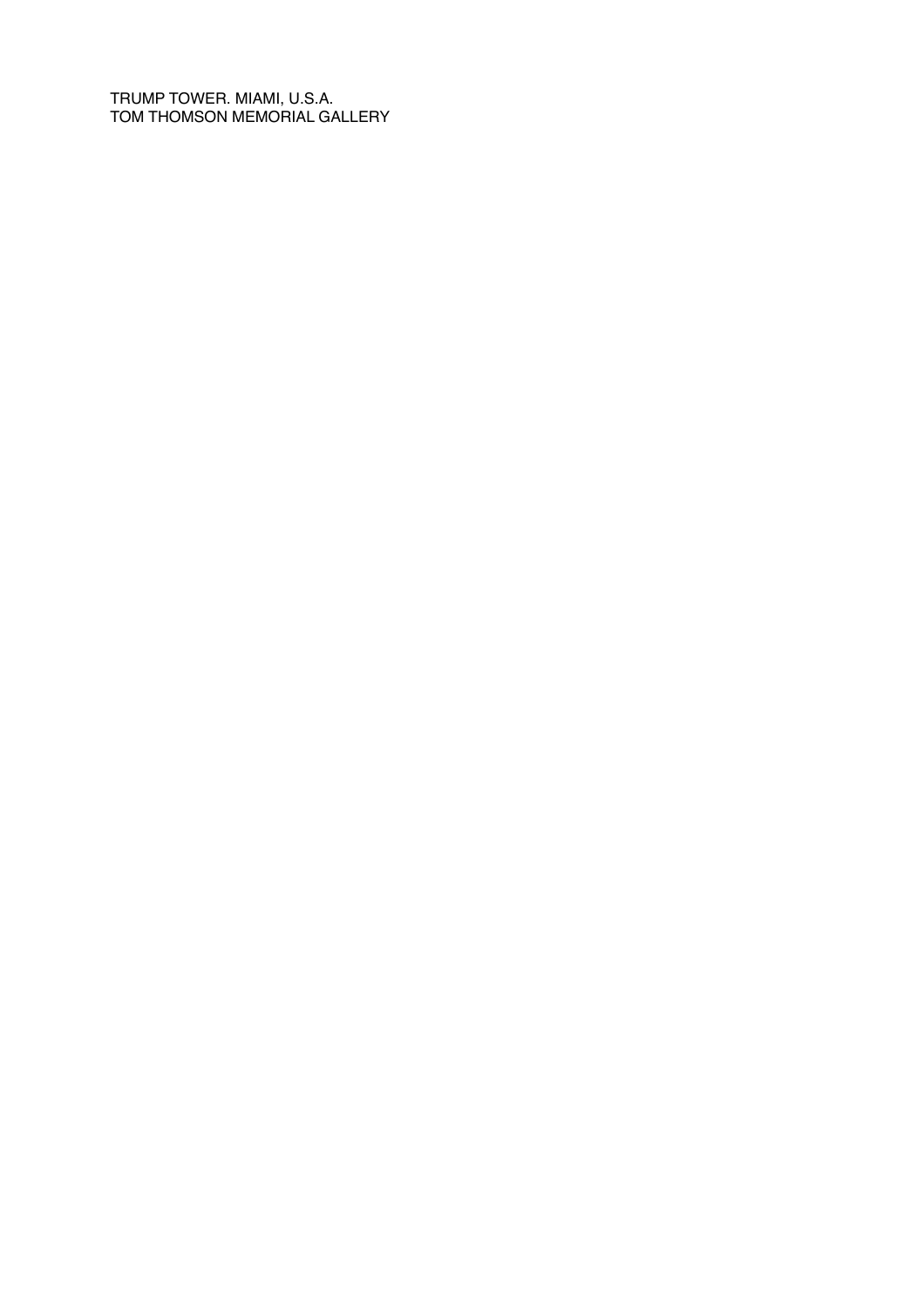TRUMP TOWER. MIAMI, U.S.A.
TOM THOMSON MEMORIAL GALLERY